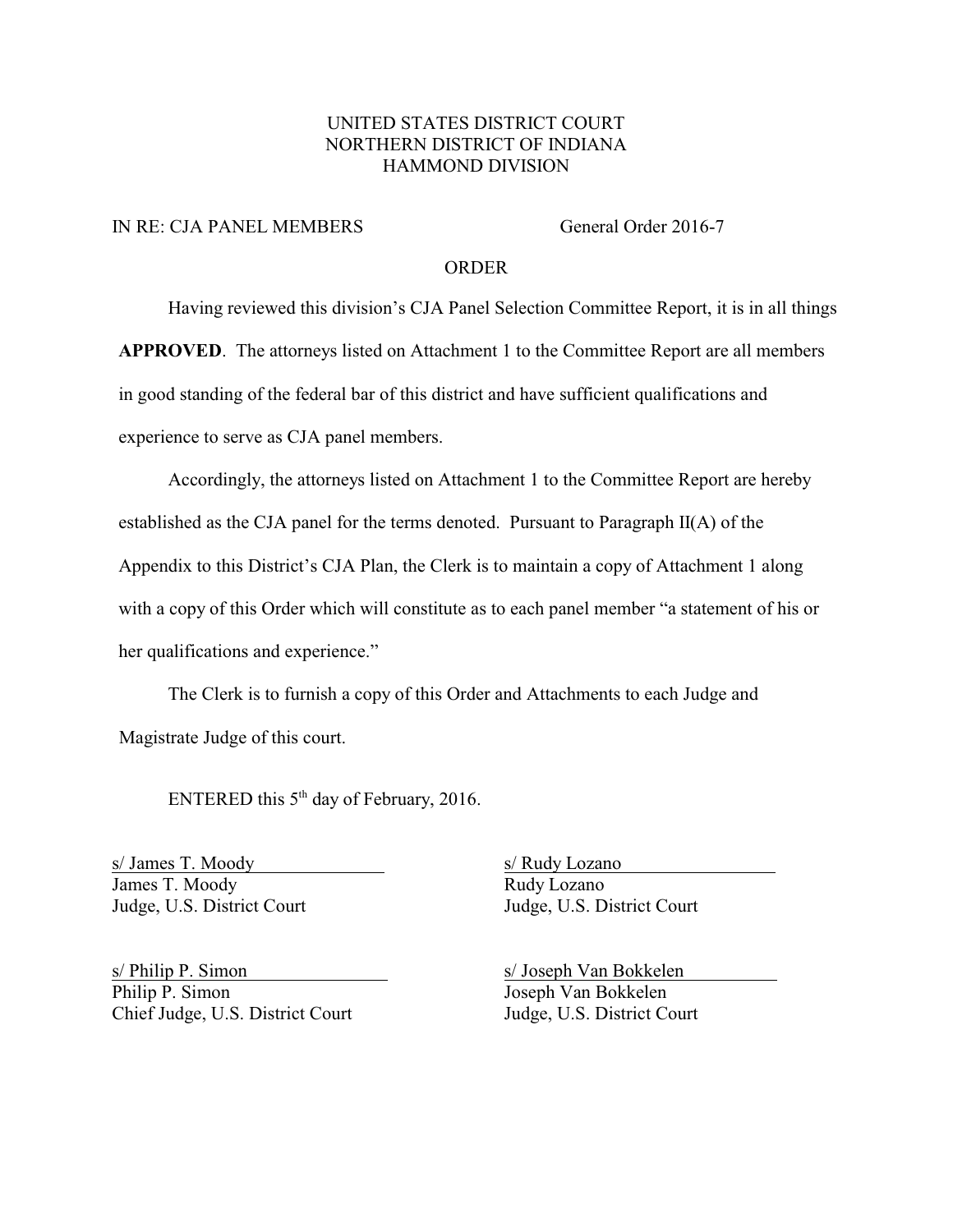UNITED STATES DISTRICT COURT
NORTHERN DISTRICT OF INDIANA
HAMMOND DIVISION

IN RE: CJA PANEL MEMBERS General Order 2016-7

ORDER

Having reviewed this division's CJA Panel Selection Committee Report, it is in all things **APPROVED**. The attorneys listed on Attachment 1 to the Committee Report are all members in good standing of the federal bar of this district and have sufficient qualifications and experience to serve as CJA panel members.

Accordingly, the attorneys listed on Attachment 1 to the Committee Report are hereby established as the CJA panel for the terms denoted. Pursuant to Paragraph II(A) of the Appendix to this District's CJA Plan, the Clerk is to maintain a copy of Attachment 1 along with a copy of this Order which will constitute as to each panel member "a statement of his or her qualifications and experience."

The Clerk is to furnish a copy of this Order and Attachments to each Judge and Magistrate Judge of this court.

ENTERED this 5th day of February, 2016.

s/ James T. Moody
James T. Moody
Judge, U.S. District Court

s/ Rudy Lozano
Rudy Lozano
Judge, U.S. District Court

s/ Philip P. Simon
Philip P. Simon
Chief Judge, U.S. District Court

s/ Joseph Van Bokkelen
Joseph Van Bokkelen
Judge, U.S. District Court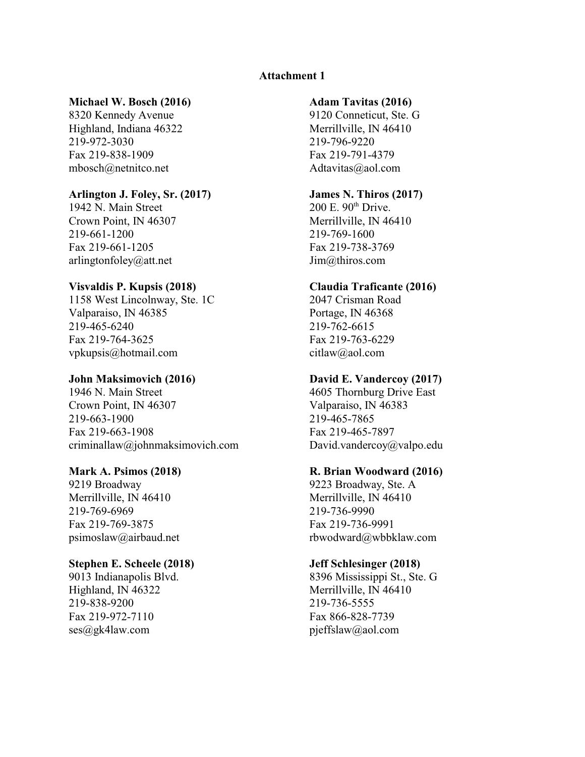**Attachment 1**

**Michael W. Bosch (2016)**
8320 Kennedy Avenue
Highland, Indiana 46322
219-972-3030
Fax 219-838-1909
mbosch@netnitco.net

**Arlington J. Foley, Sr. (2017)**
1942 N. Main Street
Crown Point, IN 46307
219-661-1200
Fax 219-661-1205
arlingtonfoley@att.net

**Visvaldis P. Kupsis (2018)**
1158 West Lincolnway, Ste. 1C
Valparaiso, IN 46385
219-465-6240
Fax 219-764-3625
vpkupsis@hotmail.com

**John Maksimovich (2016)**
1946 N. Main Street
Crown Point, IN 46307
219-663-1900
Fax 219-663-1908
criminallaw@johnmaksimovich.com

**Mark A. Psimos (2018)**
9219 Broadway
Merrillville, IN 46410
219-769-6969
Fax 219-769-3875
psimoslaw@airbaud.net

**Stephen E. Scheele (2018)**
9013 Indianapolis Blvd.
Highland, IN 46322
219-838-9200
Fax 219-972-7110
ses@gk4law.com

**Adam Tavitas (2016)**
9120 Conneticut, Ste. G
Merrillville, IN 46410
219-796-9220
Fax 219-791-4379
Adtavitas@aol.com

**James N. Thiros (2017)**
200 E. 90th Drive.
Merrillville, IN 46410
219-769-1600
Fax 219-738-3769
Jim@thiros.com

**Claudia Traficante (2016)**
2047 Crisman Road
Portage, IN 46368
219-762-6615
Fax 219-763-6229
citlaw@aol.com

**David E. Vandercoy (2017)**
4605 Thornburg Drive East
Valparaiso, IN 46383
219-465-7865
Fax 219-465-7897
David.vandercoy@valpo.edu

**R. Brian Woodward (2016)**
9223 Broadway, Ste. A
Merrillville, IN 46410
219-736-9990
Fax 219-736-9991
rbwodward@wbbklaw.com

**Jeff Schlesinger (2018)**
8396 Mississippi St., Ste. G
Merrillville, IN 46410
219-736-5555
Fax 866-828-7739
pjeffslaw@aol.com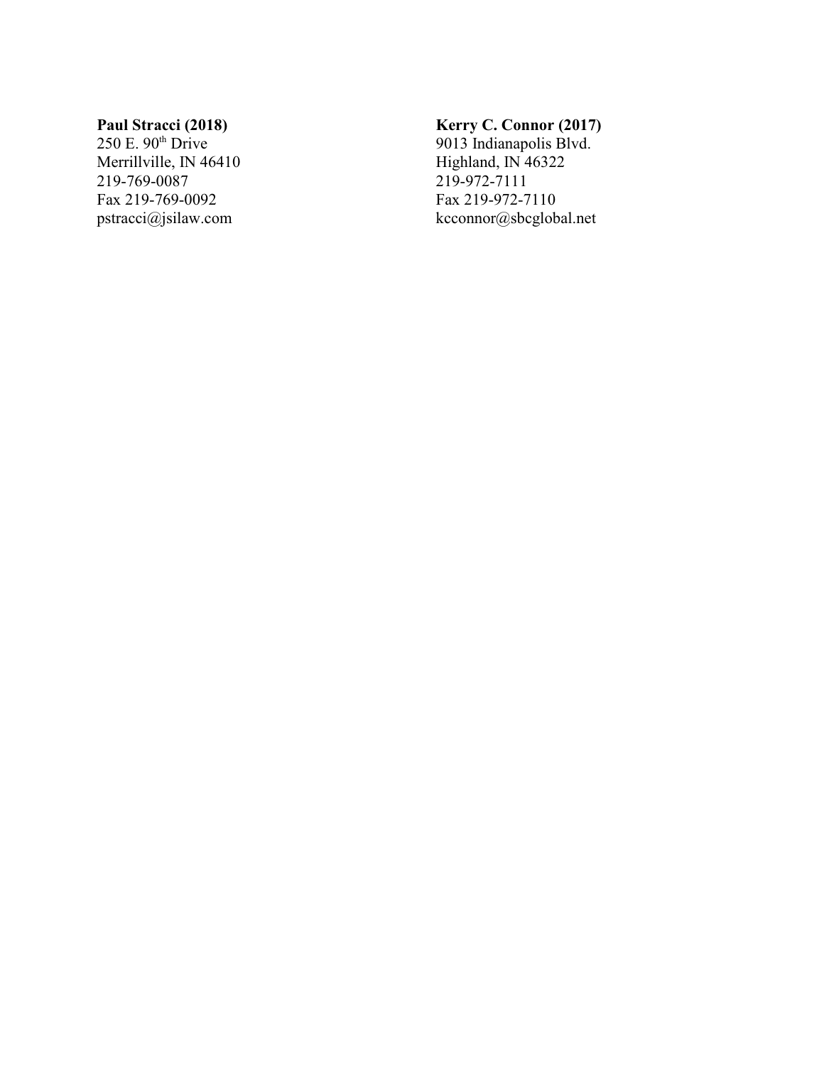**Paul Stracci (2018)**
250 E. 90th Drive
Merrillville, IN 46410
219-769-0087
Fax 219-769-0092
pstracci@jsilaw.com

**Kerry C. Connor (2017)**
9013 Indianapolis Blvd.
Highland, IN 46322
219-972-7111
Fax 219-972-7110
kcconnor@sbcglobal.net